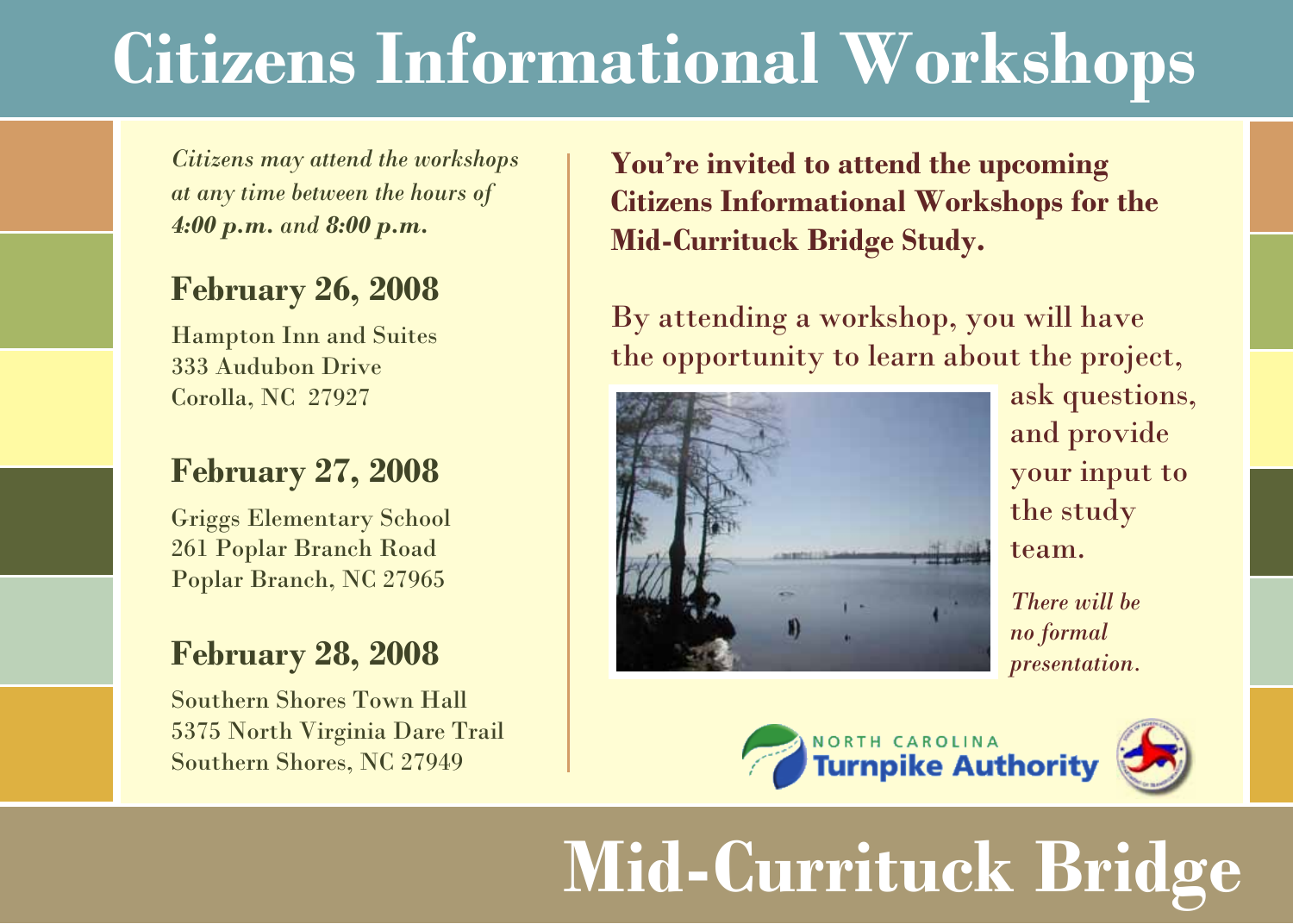# Citizens Informational Workshops

*Citizens may attend the workshops at any time between the hours of **4:00 p.m.** and **8:00 p.m.***

## February 26, 2008

Hampton Inn and Suites
333 Audubon Drive
Corolla, NC 27927

## February 27, 2008

Griggs Elementary School
261 Poplar Branch Road
Poplar Branch, NC 27965

## February 28, 2008

Southern Shores Town Hall
5375 North Virginia Dare Trail
Southern Shores, NC 27949

**You're invited to attend the upcoming Citizens Informational Workshops for the Mid-Currituck Bridge Study.**

By attending a workshop, you will have the opportunity to learn about the project, ask questions, and provide your input to the study team.

*There will be no formal presentation.*

NORTH CAROLINA Turnpike Authority

# Mid-Currituck Bridge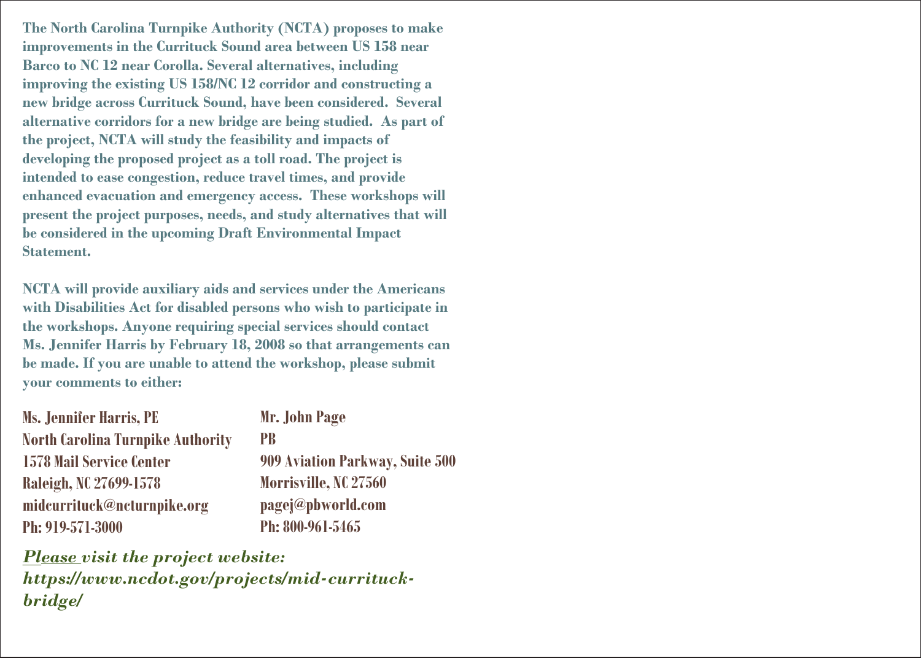**The North Carolina Turnpike Authority (NCTA) proposes to make improvements in the Currituck Sound area between US 158 near Barco to NC 12 near Corolla. Several alternatives, including improving the existing US 158/NC 12 corridor and constructing a new bridge across Currituck Sound, have been considered. Several alternative corridors for a new bridge are being studied. As part of the project, NCTA will study the feasibility and impacts of developing the proposed project as a toll road. The project is intended to ease congestion, reduce travel times, and provide enhanced evacuation and emergency access. These workshops will present the project purposes, needs, and study alternatives that will be considered in the upcoming Draft Environmental Impact Statement.**

**NCTA will provide auxiliary aids and services under the Americans with Disabilities Act for disabled persons who wish to participate in the workshops. Anyone requiring special services should contact Ms. Jennifer Harris by February 18, 2008 so that arrangements can be made. If you are unable to attend the workshop, please submit your comments to either:**

**Ms. Jennifer Harris, PE**
**North Carolina Turnpike Authority**
**1578 Mail Service Center**
**Raleigh, NC 27699-1578**
**midcurrituck@ncturnpike.org**
**Ph: 919-571-3000**

**Mr. John Page**
**PB**
**909 Aviation Parkway, Suite 500**
**Morrisville, NC 27560**
**pagej@pbworld.com**
**Ph: 800-961-5465**

***Please visit the project website: https://www.ncdot.gov/projects/mid-currituck-bridge/***